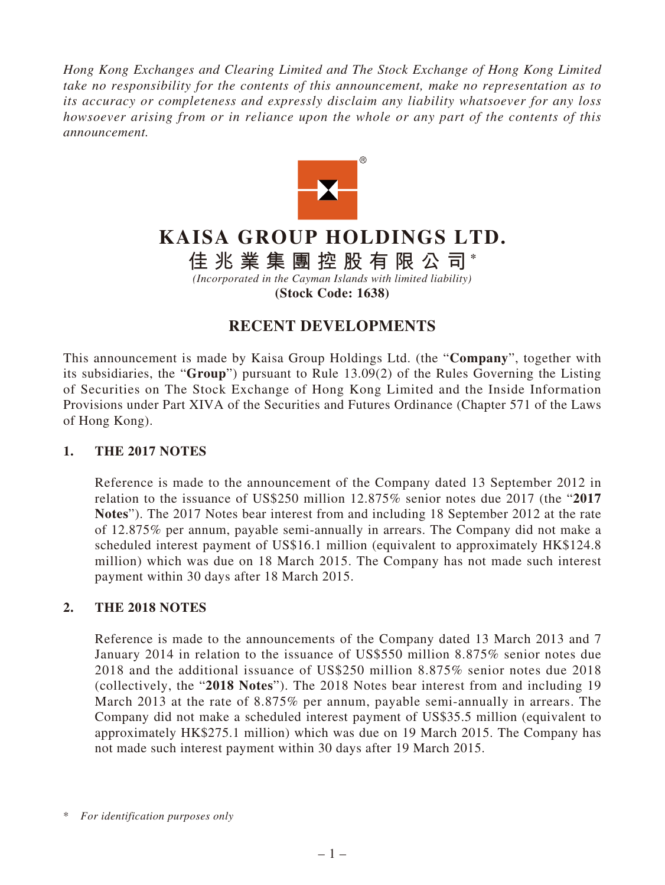*Hong Kong Exchanges and Clearing Limited and The Stock Exchange of Hong Kong Limited take no responsibility for the contents of this announcement, make no representation as to its accuracy or completeness and expressly disclaim any liability whatsoever for any loss howsoever arising from or in reliance upon the whole or any part of the contents of this announcement.*

# KAISA GROUP HOLDINGS LTD.

**佳兆業集團控股有限公司***

*(Incorporated in the Cayman Islands with limited liability)*

**(Stock Code: 1638)**

## RECENT DEVELOPMENTS

This announcement is made by Kaisa Group Holdings Ltd. (the "**Company**", together with its subsidiaries, the "**Group**") pursuant to Rule 13.09(2) of the Rules Governing the Listing of Securities on The Stock Exchange of Hong Kong Limited and the Inside Information Provisions under Part XIVA of the Securities and Futures Ordinance (Chapter 571 of the Laws of Hong Kong).

### 1. THE 2017 NOTES

Reference is made to the announcement of the Company dated 13 September 2012 in relation to the issuance of US$250 million 12.875% senior notes due 2017 (the "**2017 Notes**"). The 2017 Notes bear interest from and including 18 September 2012 at the rate of 12.875% per annum, payable semi-annually in arrears. The Company did not make a scheduled interest payment of US$16.1 million (equivalent to approximately HK$124.8 million) which was due on 18 March 2015. The Company has not made such interest payment within 30 days after 18 March 2015.

### 2. THE 2018 NOTES

Reference is made to the announcements of the Company dated 13 March 2013 and 7 January 2014 in relation to the issuance of US$550 million 8.875% senior notes due 2018 and the additional issuance of US$250 million 8.875% senior notes due 2018 (collectively, the "**2018 Notes**"). The 2018 Notes bear interest from and including 19 March 2013 at the rate of 8.875% per annum, payable semi-annually in arrears. The Company did not make a scheduled interest payment of US$35.5 million (equivalent to approximately HK$275.1 million) which was due on 19 March 2015. The Company has not made such interest payment within 30 days after 19 March 2015.

\* *For identification purposes only*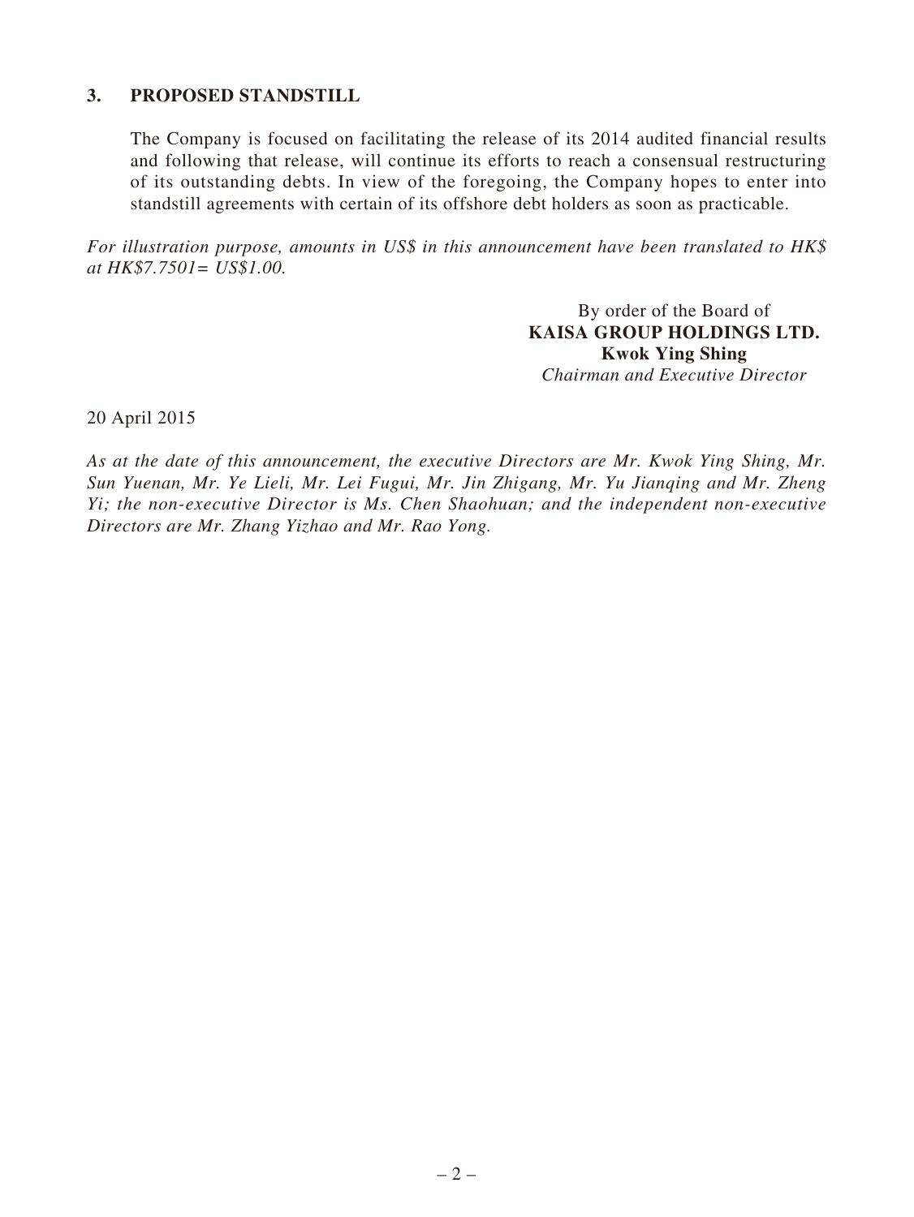## 3. PROPOSED STANDSTILL

The Company is focused on facilitating the release of its 2014 audited financial results and following that release, will continue its efforts to reach a consensual restructuring of its outstanding debts. In view of the foregoing, the Company hopes to enter into standstill agreements with certain of its offshore debt holders as soon as practicable.

*For illustration purpose, amounts in US$ in this announcement have been translated to HK$ at HK$7.7501= US$1.00.*

By order of the Board of
**KAISA GROUP HOLDINGS LTD.**
**Kwok Ying Shing**
*Chairman and Executive Director*

20 April 2015

*As at the date of this announcement, the executive Directors are Mr. Kwok Ying Shing, Mr. Sun Yuenan, Mr. Ye Lieli, Mr. Lei Fugui, Mr. Jin Zhigang, Mr. Yu Jianqing and Mr. Zheng Yi; the non-executive Director is Ms. Chen Shaohuan; and the independent non-executive Directors are Mr. Zhang Yizhao and Mr. Rao Yong.*